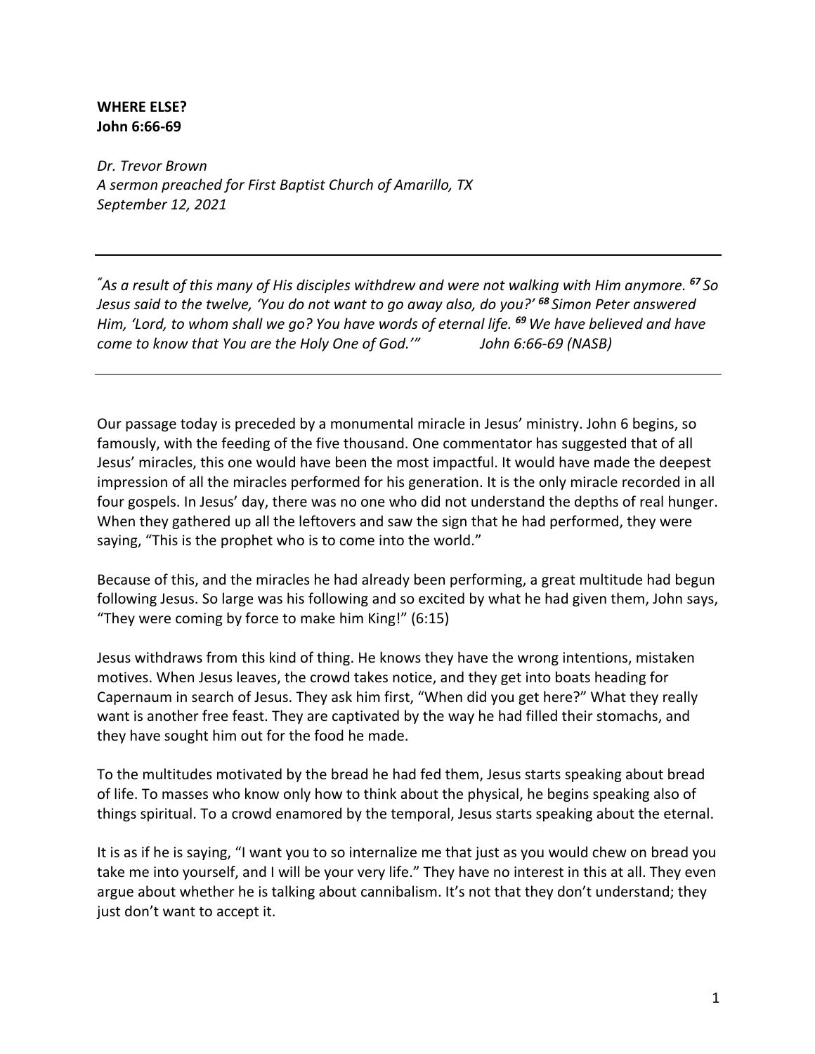**WHERE ELSE?**
**John 6:66-69**

*Dr. Trevor Brown*
*A sermon preached for First Baptist Church of Amarillo, TX*
*September 12, 2021*

---

*"As a result of this many of His disciples withdrew and were not walking with Him anymore. [67] So Jesus said to the twelve, 'You do not want to go away also, do you?' [68] Simon Peter answered Him, 'Lord, to whom shall we go? You have words of eternal life. [69] We have believed and have come to know that You are the Holy One of God.'"* *John 6:66-69 (NASB)*

---

Our passage today is preceded by a monumental miracle in Jesus' ministry. John 6 begins, so famously, with the feeding of the five thousand. One commentator has suggested that of all Jesus' miracles, this one would have been the most impactful. It would have made the deepest impression of all the miracles performed for his generation. It is the only miracle recorded in all four gospels. In Jesus' day, there was no one who did not understand the depths of real hunger. When they gathered up all the leftovers and saw the sign that he had performed, they were saying, "This is the prophet who is to come into the world."

Because of this, and the miracles he had already been performing, a great multitude had begun following Jesus. So large was his following and so excited by what he had given them, John says, "They were coming by force to make him King!" (6:15)

Jesus withdraws from this kind of thing. He knows they have the wrong intentions, mistaken motives. When Jesus leaves, the crowd takes notice, and they get into boats heading for Capernaum in search of Jesus. They ask him first, "When did you get here?" What they really want is another free feast. They are captivated by the way he had filled their stomachs, and they have sought him out for the food he made.

To the multitudes motivated by the bread he had fed them, Jesus starts speaking about bread of life. To masses who know only how to think about the physical, he begins speaking also of things spiritual. To a crowd enamored by the temporal, Jesus starts speaking about the eternal.

It is as if he is saying, "I want you to so internalize me that just as you would chew on bread you take me into yourself, and I will be your very life." They have no interest in this at all. They even argue about whether he is talking about cannibalism. It's not that they don't understand; they just don't want to accept it.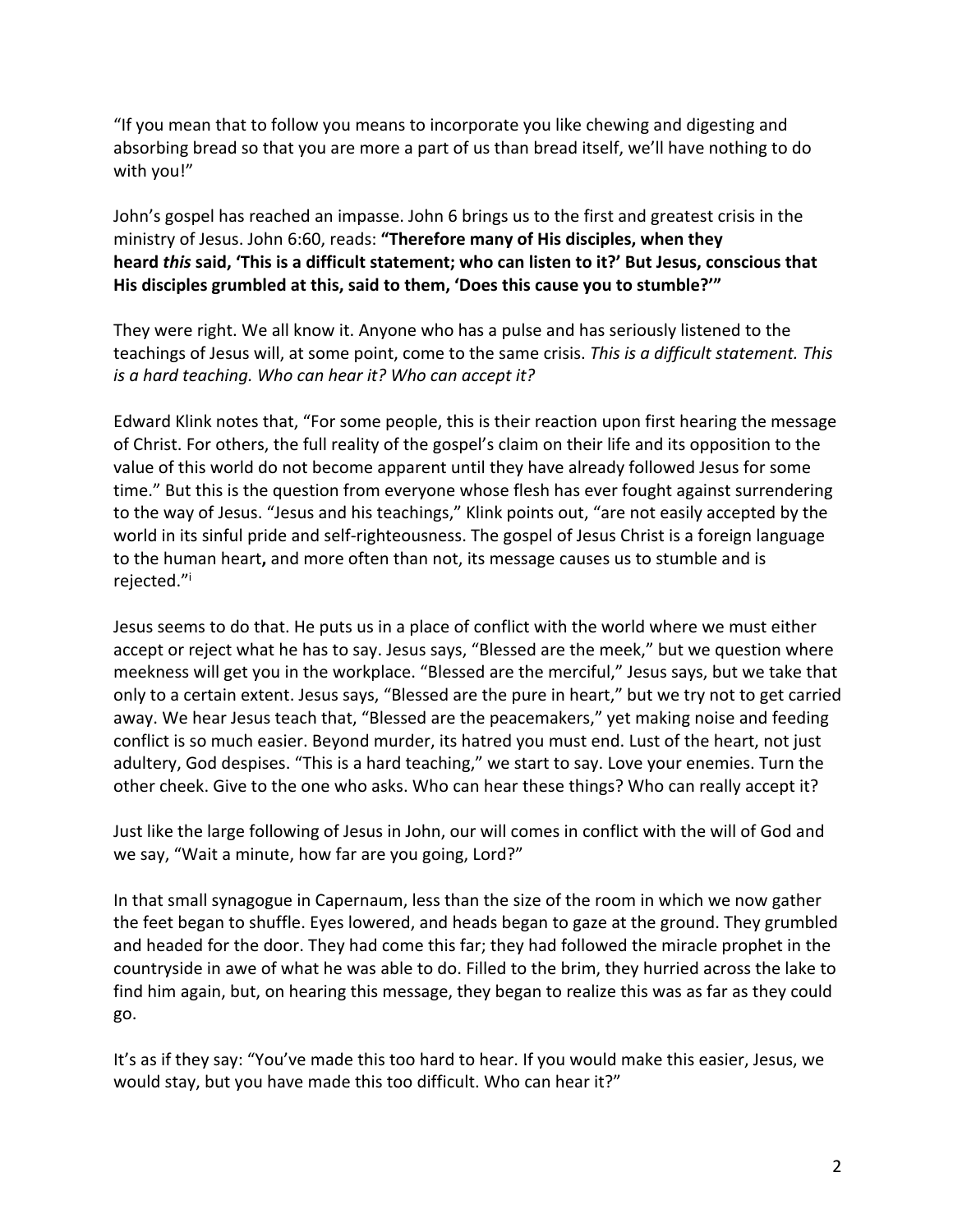"If you mean that to follow you means to incorporate you like chewing and digesting and absorbing bread so that you are more a part of us than bread itself, we'll have nothing to do with you!"

John's gospel has reached an impasse. John 6 brings us to the first and greatest crisis in the ministry of Jesus. John 6:60, reads: **"Therefore many of His disciples, when they heard *this* said, 'This is a difficult statement; who can listen to it?' But Jesus, conscious that His disciples grumbled at this, said to them, 'Does this cause you to stumble?'"**

They were right. We all know it. Anyone who has a pulse and has seriously listened to the teachings of Jesus will, at some point, come to the same crisis. *This is a difficult statement. This is a hard teaching. Who can hear it? Who can accept it?*

Edward Klink notes that, "For some people, this is their reaction upon first hearing the message of Christ. For others, the full reality of the gospel's claim on their life and its opposition to the value of this world do not become apparent until they have already followed Jesus for some time." But this is the question from everyone whose flesh has ever fought against surrendering to the way of Jesus. "Jesus and his teachings," Klink points out, "are not easily accepted by the world in its sinful pride and self-righteousness. The gospel of Jesus Christ is a foreign language to the human heart**,** and more often than not, its message causes us to stumble and is rejected."[i]

Jesus seems to do that. He puts us in a place of conflict with the world where we must either accept or reject what he has to say. Jesus says, "Blessed are the meek," but we question where meekness will get you in the workplace. "Blessed are the merciful," Jesus says, but we take that only to a certain extent. Jesus says, "Blessed are the pure in heart," but we try not to get carried away. We hear Jesus teach that, "Blessed are the peacemakers," yet making noise and feeding conflict is so much easier. Beyond murder, its hatred you must end. Lust of the heart, not just adultery, God despises. "This is a hard teaching," we start to say. Love your enemies. Turn the other cheek. Give to the one who asks. Who can hear these things? Who can really accept it?

Just like the large following of Jesus in John, our will comes in conflict with the will of God and we say, "Wait a minute, how far are you going, Lord?"

In that small synagogue in Capernaum, less than the size of the room in which we now gather the feet began to shuffle. Eyes lowered, and heads began to gaze at the ground. They grumbled and headed for the door. They had come this far; they had followed the miracle prophet in the countryside in awe of what he was able to do. Filled to the brim, they hurried across the lake to find him again, but, on hearing this message, they began to realize this was as far as they could go.

It's as if they say: "You've made this too hard to hear. If you would make this easier, Jesus, we would stay, but you have made this too difficult. Who can hear it?"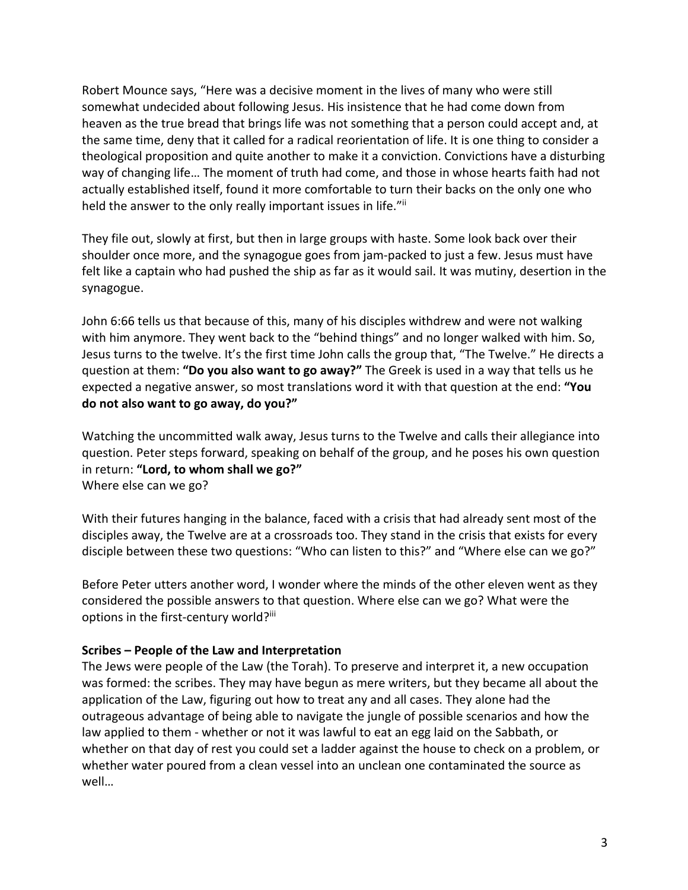Robert Mounce says, "Here was a decisive moment in the lives of many who were still somewhat undecided about following Jesus. His insistence that he had come down from heaven as the true bread that brings life was not something that a person could accept and, at the same time, deny that it called for a radical reorientation of life. It is one thing to consider a theological proposition and quite another to make it a conviction. Convictions have a disturbing way of changing life… The moment of truth had come, and those in whose hearts faith had not actually established itself, found it more comfortable to turn their backs on the only one who held the answer to the only really important issues in life."[ii]

They file out, slowly at first, but then in large groups with haste. Some look back over their shoulder once more, and the synagogue goes from jam-packed to just a few. Jesus must have felt like a captain who had pushed the ship as far as it would sail. It was mutiny, desertion in the synagogue.

John 6:66 tells us that because of this, many of his disciples withdrew and were not walking with him anymore. They went back to the "behind things" and no longer walked with him. So, Jesus turns to the twelve. It's the first time John calls the group that, "The Twelve." He directs a question at them: **"Do you also want to go away?"** The Greek is used in a way that tells us he expected a negative answer, so most translations word it with that question at the end: **"You do not also want to go away, do you?"**

Watching the uncommitted walk away, Jesus turns to the Twelve and calls their allegiance into question. Peter steps forward, speaking on behalf of the group, and he poses his own question in return: **"Lord, to whom shall we go?"**
Where else can we go?

With their futures hanging in the balance, faced with a crisis that had already sent most of the disciples away, the Twelve are at a crossroads too. They stand in the crisis that exists for every disciple between these two questions: "Who can listen to this?" and "Where else can we go?"

Before Peter utters another word, I wonder where the minds of the other eleven went as they considered the possible answers to that question. Where else can we go? What were the options in the first-century world?[iii]

**Scribes – People of the Law and Interpretation**
The Jews were people of the Law (the Torah). To preserve and interpret it, a new occupation was formed: the scribes. They may have begun as mere writers, but they became all about the application of the Law, figuring out how to treat any and all cases. They alone had the outrageous advantage of being able to navigate the jungle of possible scenarios and how the law applied to them - whether or not it was lawful to eat an egg laid on the Sabbath, or whether on that day of rest you could set a ladder against the house to check on a problem, or whether water poured from a clean vessel into an unclean one contaminated the source as well…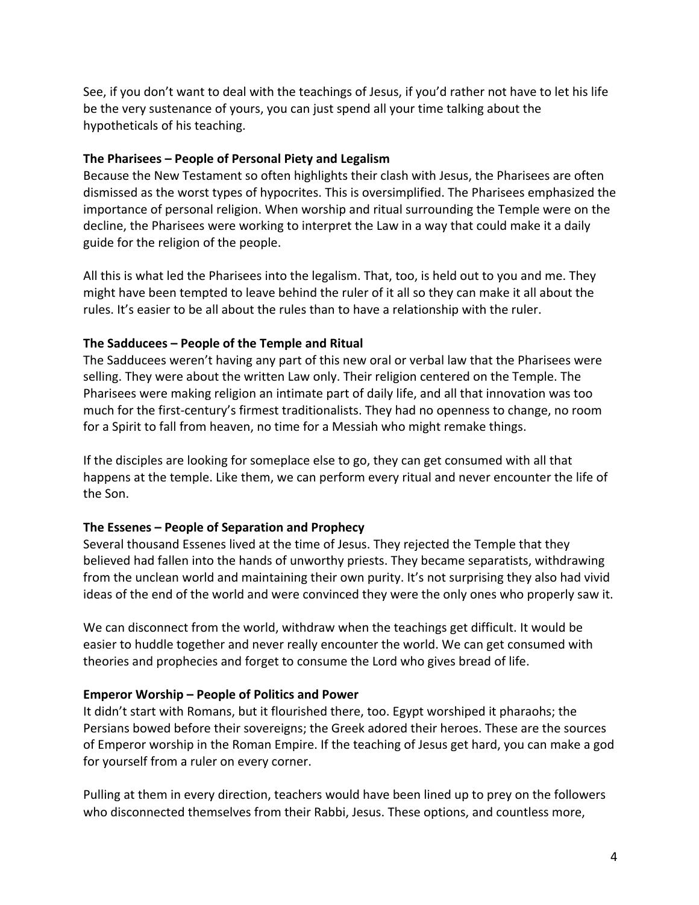See, if you don't want to deal with the teachings of Jesus, if you'd rather not have to let his life be the very sustenance of yours, you can just spend all your time talking about the hypotheticals of his teaching.

**The Pharisees – People of Personal Piety and Legalism**
Because the New Testament so often highlights their clash with Jesus, the Pharisees are often dismissed as the worst types of hypocrites. This is oversimplified. The Pharisees emphasized the importance of personal religion. When worship and ritual surrounding the Temple were on the decline, the Pharisees were working to interpret the Law in a way that could make it a daily guide for the religion of the people.

All this is what led the Pharisees into the legalism. That, too, is held out to you and me. They might have been tempted to leave behind the ruler of it all so they can make it all about the rules. It's easier to be all about the rules than to have a relationship with the ruler.

**The Sadducees – People of the Temple and Ritual**
The Sadducees weren't having any part of this new oral or verbal law that the Pharisees were selling. They were about the written Law only. Their religion centered on the Temple. The Pharisees were making religion an intimate part of daily life, and all that innovation was too much for the first-century's firmest traditionalists. They had no openness to change, no room for a Spirit to fall from heaven, no time for a Messiah who might remake things.

If the disciples are looking for someplace else to go, they can get consumed with all that happens at the temple. Like them, we can perform every ritual and never encounter the life of the Son.

**The Essenes – People of Separation and Prophecy**
Several thousand Essenes lived at the time of Jesus. They rejected the Temple that they believed had fallen into the hands of unworthy priests. They became separatists, withdrawing from the unclean world and maintaining their own purity. It's not surprising they also had vivid ideas of the end of the world and were convinced they were the only ones who properly saw it.

We can disconnect from the world, withdraw when the teachings get difficult. It would be easier to huddle together and never really encounter the world. We can get consumed with theories and prophecies and forget to consume the Lord who gives bread of life.

**Emperor Worship – People of Politics and Power**
It didn't start with Romans, but it flourished there, too. Egypt worshiped it pharaohs; the Persians bowed before their sovereigns; the Greek adored their heroes. These are the sources of Emperor worship in the Roman Empire. If the teaching of Jesus get hard, you can make a god for yourself from a ruler on every corner.

Pulling at them in every direction, teachers would have been lined up to prey on the followers who disconnected themselves from their Rabbi, Jesus. These options, and countless more,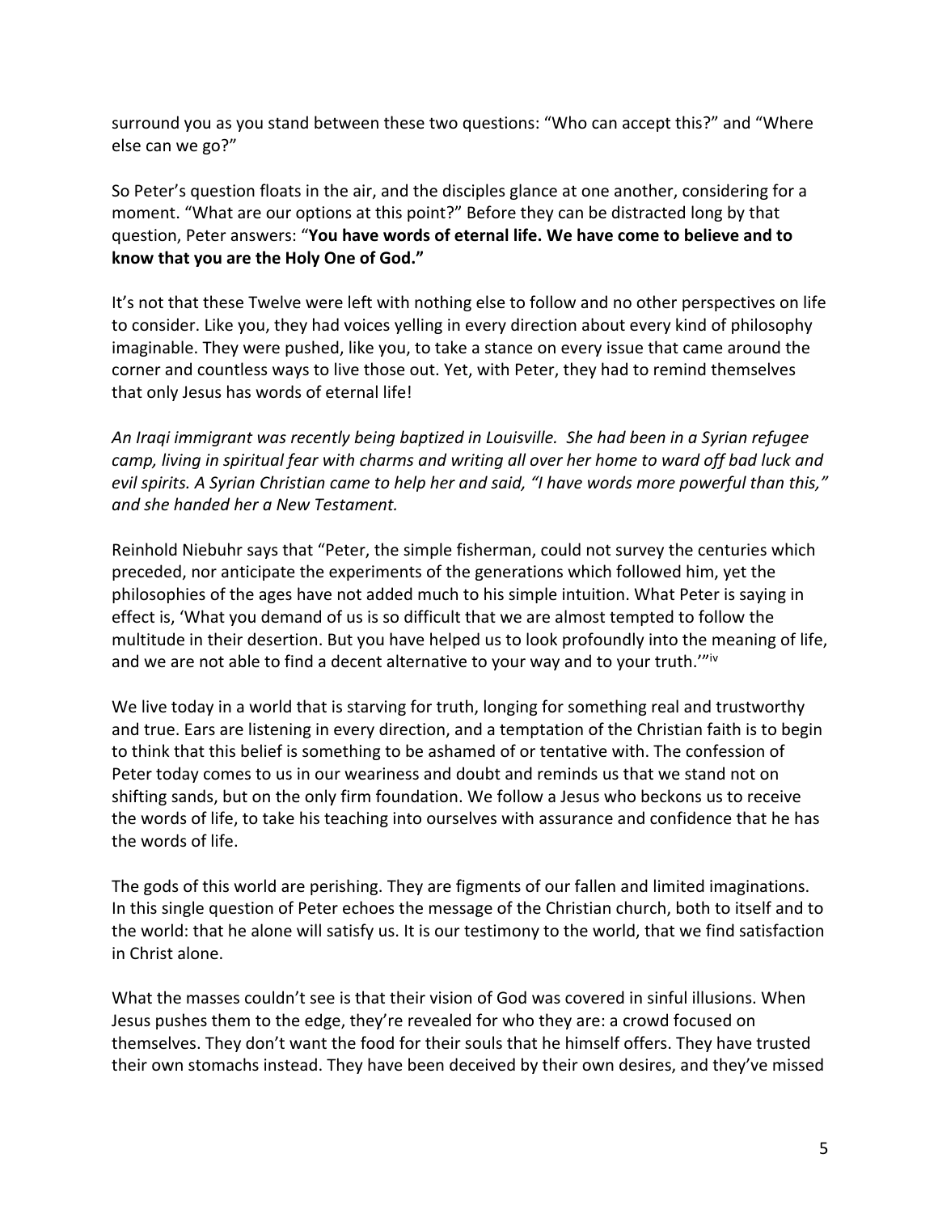surround you as you stand between these two questions: "Who can accept this?" and "Where else can we go?"

So Peter's question floats in the air, and the disciples glance at one another, considering for a moment. "What are our options at this point?" Before they can be distracted long by that question, Peter answers: "**You have words of eternal life. We have come to believe and to know that you are the Holy One of God."**

It's not that these Twelve were left with nothing else to follow and no other perspectives on life to consider. Like you, they had voices yelling in every direction about every kind of philosophy imaginable. They were pushed, like you, to take a stance on every issue that came around the corner and countless ways to live those out. Yet, with Peter, they had to remind themselves that only Jesus has words of eternal life!

*An Iraqi immigrant was recently being baptized in Louisville. She had been in a Syrian refugee camp, living in spiritual fear with charms and writing all over her home to ward off bad luck and evil spirits. A Syrian Christian came to help her and said, "I have words more powerful than this," and she handed her a New Testament.*

Reinhold Niebuhr says that "Peter, the simple fisherman, could not survey the centuries which preceded, nor anticipate the experiments of the generations which followed him, yet the philosophies of the ages have not added much to his simple intuition. What Peter is saying in effect is, 'What you demand of us is so difficult that we are almost tempted to follow the multitude in their desertion. But you have helped us to look profoundly into the meaning of life, and we are not able to find a decent alternative to your way and to your truth.'"[iv]

We live today in a world that is starving for truth, longing for something real and trustworthy and true. Ears are listening in every direction, and a temptation of the Christian faith is to begin to think that this belief is something to be ashamed of or tentative with. The confession of Peter today comes to us in our weariness and doubt and reminds us that we stand not on shifting sands, but on the only firm foundation. We follow a Jesus who beckons us to receive the words of life, to take his teaching into ourselves with assurance and confidence that he has the words of life.

The gods of this world are perishing. They are figments of our fallen and limited imaginations. In this single question of Peter echoes the message of the Christian church, both to itself and to the world: that he alone will satisfy us. It is our testimony to the world, that we find satisfaction in Christ alone.

What the masses couldn't see is that their vision of God was covered in sinful illusions. When Jesus pushes them to the edge, they're revealed for who they are: a crowd focused on themselves. They don't want the food for their souls that he himself offers. They have trusted their own stomachs instead. They have been deceived by their own desires, and they've missed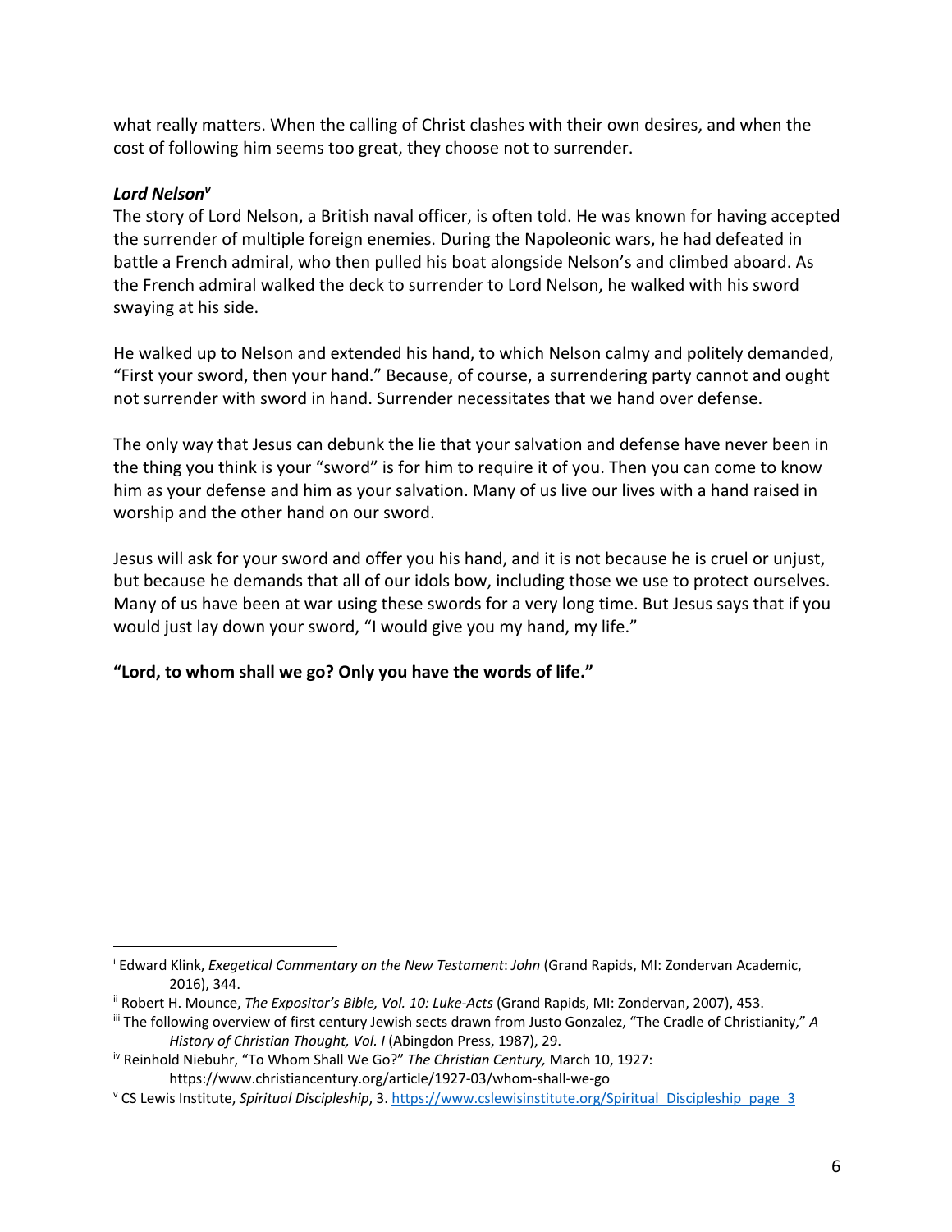what really matters. When the calling of Christ clashes with their own desires, and when the cost of following him seems too great, they choose not to surrender.

***Lord Nelson***[v]

The story of Lord Nelson, a British naval officer, is often told. He was known for having accepted the surrender of multiple foreign enemies. During the Napoleonic wars, he had defeated in battle a French admiral, who then pulled his boat alongside Nelson's and climbed aboard. As the French admiral walked the deck to surrender to Lord Nelson, he walked with his sword swaying at his side.

He walked up to Nelson and extended his hand, to which Nelson calmy and politely demanded, "First your sword, then your hand." Because, of course, a surrendering party cannot and ought not surrender with sword in hand. Surrender necessitates that we hand over defense.

The only way that Jesus can debunk the lie that your salvation and defense have never been in the thing you think is your "sword" is for him to require it of you. Then you can come to know him as your defense and him as your salvation. Many of us live our lives with a hand raised in worship and the other hand on our sword.

Jesus will ask for your sword and offer you his hand, and it is not because he is cruel or unjust, but because he demands that all of our idols bow, including those we use to protect ourselves. Many of us have been at war using these swords for a very long time. But Jesus says that if you would just lay down your sword, "I would give you my hand, my life."

**"Lord, to whom shall we go? Only you have the words of life."**

---

[i] Edward Klink, *Exegetical Commentary on the New Testament*: *John* (Grand Rapids, MI: Zondervan Academic, 2016), 344.

[ii] Robert H. Mounce, *The Expositor's Bible, Vol. 10: Luke-Acts* (Grand Rapids, MI: Zondervan, 2007), 453.

[iii] The following overview of first century Jewish sects drawn from Justo Gonzalez, "The Cradle of Christianity," *A History of Christian Thought, Vol. I* (Abingdon Press, 1987), 29.

[iv] Reinhold Niebuhr, "To Whom Shall We Go?" *The Christian Century,* March 10, 1927: https://www.christiancentury.org/article/1927-03/whom-shall-we-go

[v] CS Lewis Institute, *Spiritual Discipleship*, 3. https://www.cslewisinstitute.org/Spiritual_Discipleship_page_3